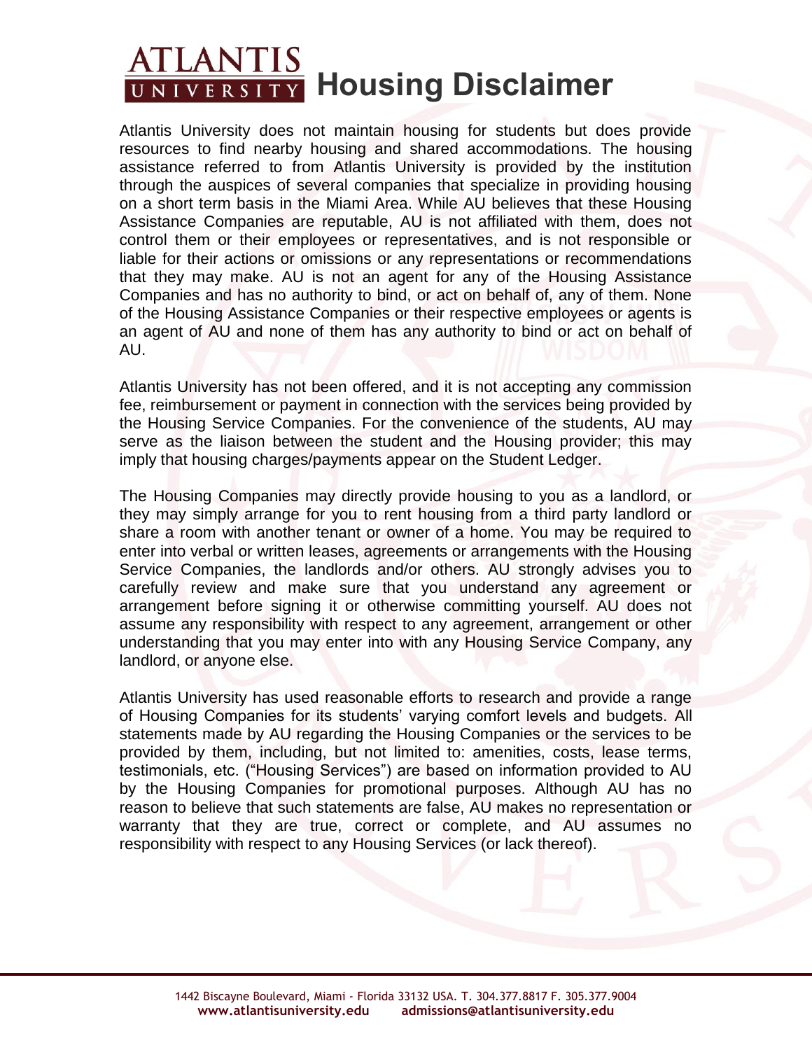# ATLANTIS UNIVERSITY Housing Disclaimer

Atlantis University does not maintain housing for students but does provide resources to find nearby housing and shared accommodations. The housing assistance referred to from Atlantis University is provided by the institution through the auspices of several companies that specialize in providing housing on a short term basis in the Miami Area. While AU believes that these Housing Assistance Companies are reputable, AU is not affiliated with them, does not control them or their employees or representatives, and is not responsible or liable for their actions or omissions or any representations or recommendations that they may make. AU is not an agent for any of the Housing Assistance Companies and has no authority to bind, or act on behalf of, any of them. None of the Housing Assistance Companies or their respective employees or agents is an agent of AU and none of them has any authority to bind or act on behalf of AU.

Atlantis University has not been offered, and it is not accepting any commission fee, reimbursement or payment in connection with the services being provided by the Housing Service Companies. For the convenience of the students, AU may serve as the liaison between the student and the Housing provider; this may imply that housing charges/payments appear on the Student Ledger.

The Housing Companies may directly provide housing to you as a landlord, or they may simply arrange for you to rent housing from a third party landlord or share a room with another tenant or owner of a home. You may be required to enter into verbal or written leases, agreements or arrangements with the Housing Service Companies, the landlords and/or others. AU strongly advises you to carefully review and make sure that you understand any agreement or arrangement before signing it or otherwise committing yourself. AU does not assume any responsibility with respect to any agreement, arrangement or other understanding that you may enter into with any Housing Service Company, any landlord, or anyone else.

Atlantis University has used reasonable efforts to research and provide a range of Housing Companies for its students' varying comfort levels and budgets. All statements made by AU regarding the Housing Companies or the services to be provided by them, including, but not limited to: amenities, costs, lease terms, testimonials, etc. ("Housing Services") are based on information provided to AU by the Housing Companies for promotional purposes. Although AU has no reason to believe that such statements are false, AU makes no representation or warranty that they are true, correct or complete, and AU assumes no responsibility with respect to any Housing Services (or lack thereof).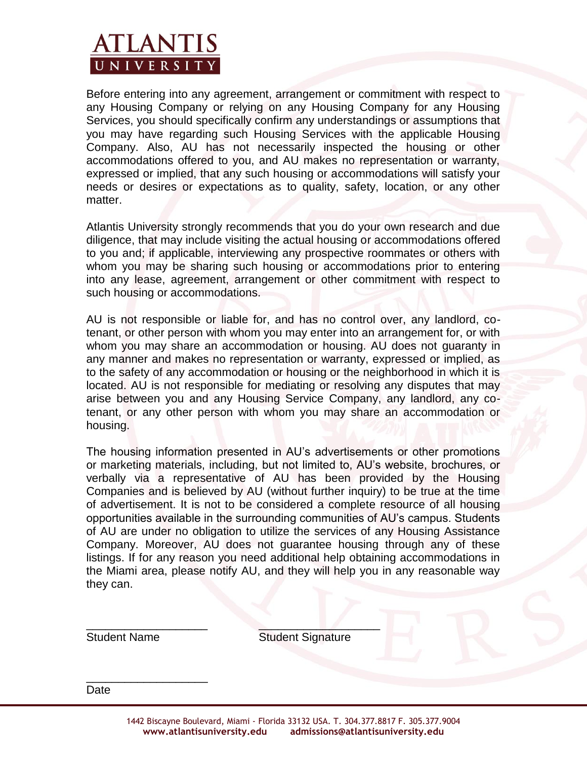**ATLANTIS**
**UNIVERSITY**

Before entering into any agreement, arrangement or commitment with respect to any Housing Company or relying on any Housing Company for any Housing Services, you should specifically confirm any understandings or assumptions that you may have regarding such Housing Services with the applicable Housing Company. Also, AU has not necessarily inspected the housing or other accommodations offered to you, and AU makes no representation or warranty, expressed or implied, that any such housing or accommodations will satisfy your needs or desires or expectations as to quality, safety, location, or any other matter.

Atlantis University strongly recommends that you do your own research and due diligence, that may include visiting the actual housing or accommodations offered to you and; if applicable, interviewing any prospective roommates or others with whom you may be sharing such housing or accommodations prior to entering into any lease, agreement, arrangement or other commitment with respect to such housing or accommodations.

AU is not responsible or liable for, and has no control over, any landlord, co-tenant, or other person with whom you may enter into an arrangement for, or with whom you may share an accommodation or housing. AU does not guaranty in any manner and makes no representation or warranty, expressed or implied, as to the safety of any accommodation or housing or the neighborhood in which it is located. AU is not responsible for mediating or resolving any disputes that may arise between you and any Housing Service Company, any landlord, any co-tenant, or any other person with whom you may share an accommodation or housing.

The housing information presented in AU's advertisements or other promotions or marketing materials, including, but not limited to, AU's website, brochures, or verbally via a representative of AU has been provided by the Housing Companies and is believed by AU (without further inquiry) to be true at the time of advertisement. It is not to be considered a complete resource of all housing opportunities available in the surrounding communities of AU's campus. Students of AU are under no obligation to utilize the services of any Housing Assistance Company. Moreover, AU does not guarantee housing through any of these listings. If for any reason you need additional help obtaining accommodations in the Miami area, please notify AU, and they will help you in any reasonable way they can.

___________________ ___________________
Student Name Student Signature

___________________
Date

1442 Biscayne Boulevard, Miami - Florida 33132 USA. T. 304.377.8817 F. 305.377.9004
**www.atlantisuniversity.edu admissions@atlantisuniversity.edu**